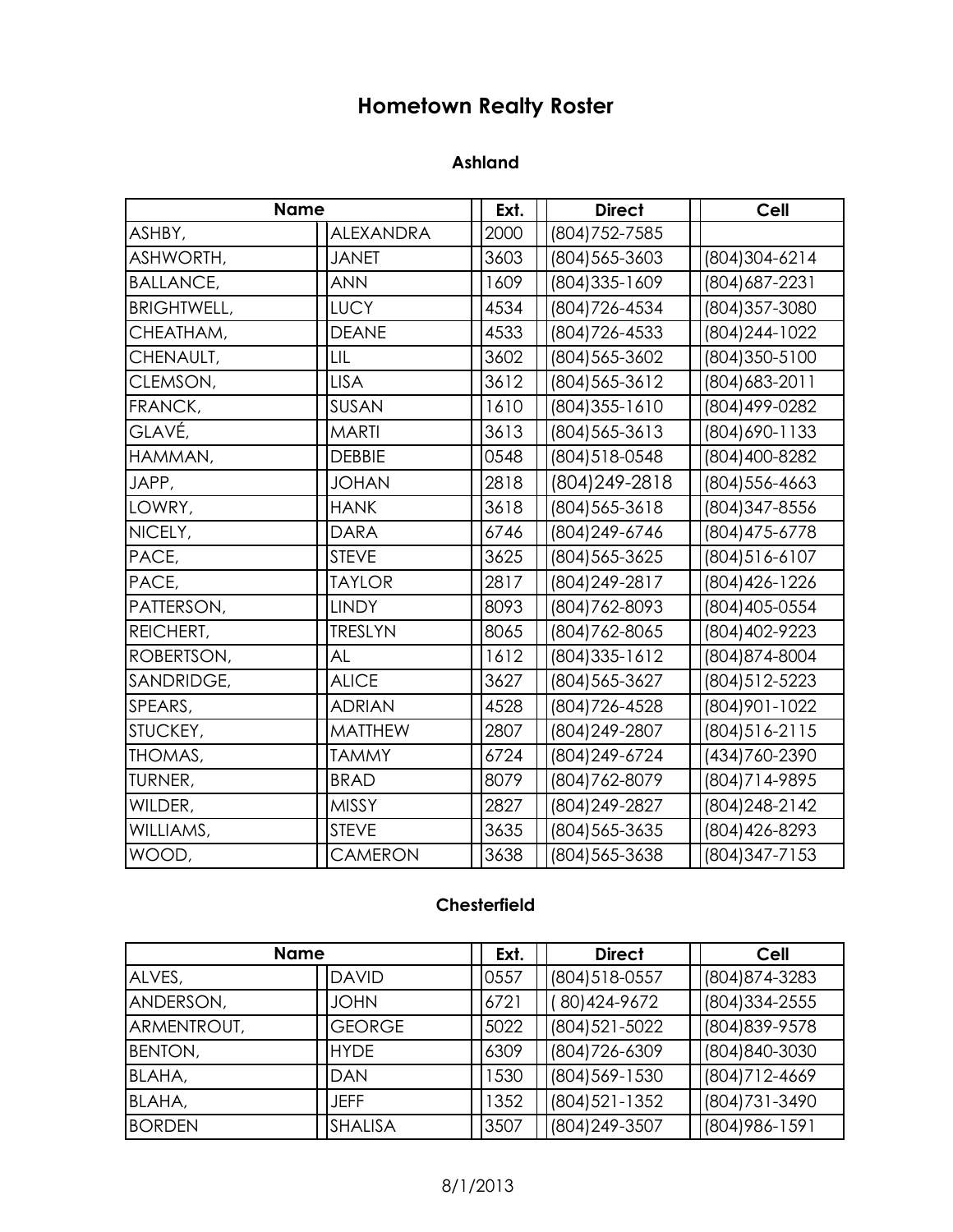# Hometown Realty Roster

## Ashland

| Name | | Ext. | Direct | Cell |
|---|---|---|---|---|
| ASHBY, | ALEXANDRA | 2000 | (804)752-7585 | |
| ASHWORTH, | JANET | 3603 | (804)565-3603 | (804)304-6214 |
| BALLANCE, | ANN | 1609 | (804)335-1609 | (804)687-2231 |
| BRIGHTWELL, | LUCY | 4534 | (804)726-4534 | (804)357-3080 |
| CHEATHAM, | DEANE | 4533 | (804)726-4533 | (804)244-1022 |
| CHENAULT, | LIL | 3602 | (804)565-3602 | (804)350-5100 |
| CLEMSON, | LISA | 3612 | (804)565-3612 | (804)683-2011 |
| FRANCK, | SUSAN | 1610 | (804)355-1610 | (804)499-0282 |
| GLAVÉ, | MARTI | 3613 | (804)565-3613 | (804)690-1133 |
| HAMMAN, | DEBBIE | 0548 | (804)518-0548 | (804)400-8282 |
| JAPP, | JOHAN | 2818 | (804)249-2818 | (804)556-4663 |
| LOWRY, | HANK | 3618 | (804)565-3618 | (804)347-8556 |
| NICELY, | DARA | 6746 | (804)249-6746 | (804)475-6778 |
| PACE, | STEVE | 3625 | (804)565-3625 | (804)516-6107 |
| PACE, | TAYLOR | 2817 | (804)249-2817 | (804)426-1226 |
| PATTERSON, | LINDY | 8093 | (804)762-8093 | (804)405-0554 |
| REICHERT, | TRESLYN | 8065 | (804)762-8065 | (804)402-9223 |
| ROBERTSON, | AL | 1612 | (804)335-1612 | (804)874-8004 |
| SANDRIDGE, | ALICE | 3627 | (804)565-3627 | (804)512-5223 |
| SPEARS, | ADRIAN | 4528 | (804)726-4528 | (804)901-1022 |
| STUCKEY, | MATTHEW | 2807 | (804)249-2807 | (804)516-2115 |
| THOMAS, | TAMMY | 6724 | (804)249-6724 | (434)760-2390 |
| TURNER, | BRAD | 8079 | (804)762-8079 | (804)714-9895 |
| WILDER, | MISSY | 2827 | (804)249-2827 | (804)248-2142 |
| WILLIAMS, | STEVE | 3635 | (804)565-3635 | (804)426-8293 |
| WOOD, | CAMERON | 3638 | (804)565-3638 | (804)347-7153 |

## Chesterfield

| Name | | Ext. | Direct | Cell |
|---|---|---|---|---|
| ALVES, | DAVID | 0557 | (804)518-0557 | (804)874-3283 |
| ANDERSON, | JOHN | 6721 | ( 80)424-9672 | (804)334-2555 |
| ARMENTROUT, | GEORGE | 5022 | (804)521-5022 | (804)839-9578 |
| BENTON, | HYDE | 6309 | (804)726-6309 | (804)840-3030 |
| BLAHA, | DAN | 1530 | (804)569-1530 | (804)712-4669 |
| BLAHA, | JEFF | 1352 | (804)521-1352 | (804)731-3490 |
| BORDEN | SHALISA | 3507 | (804)249-3507 | (804)986-1591 |

8/1/2013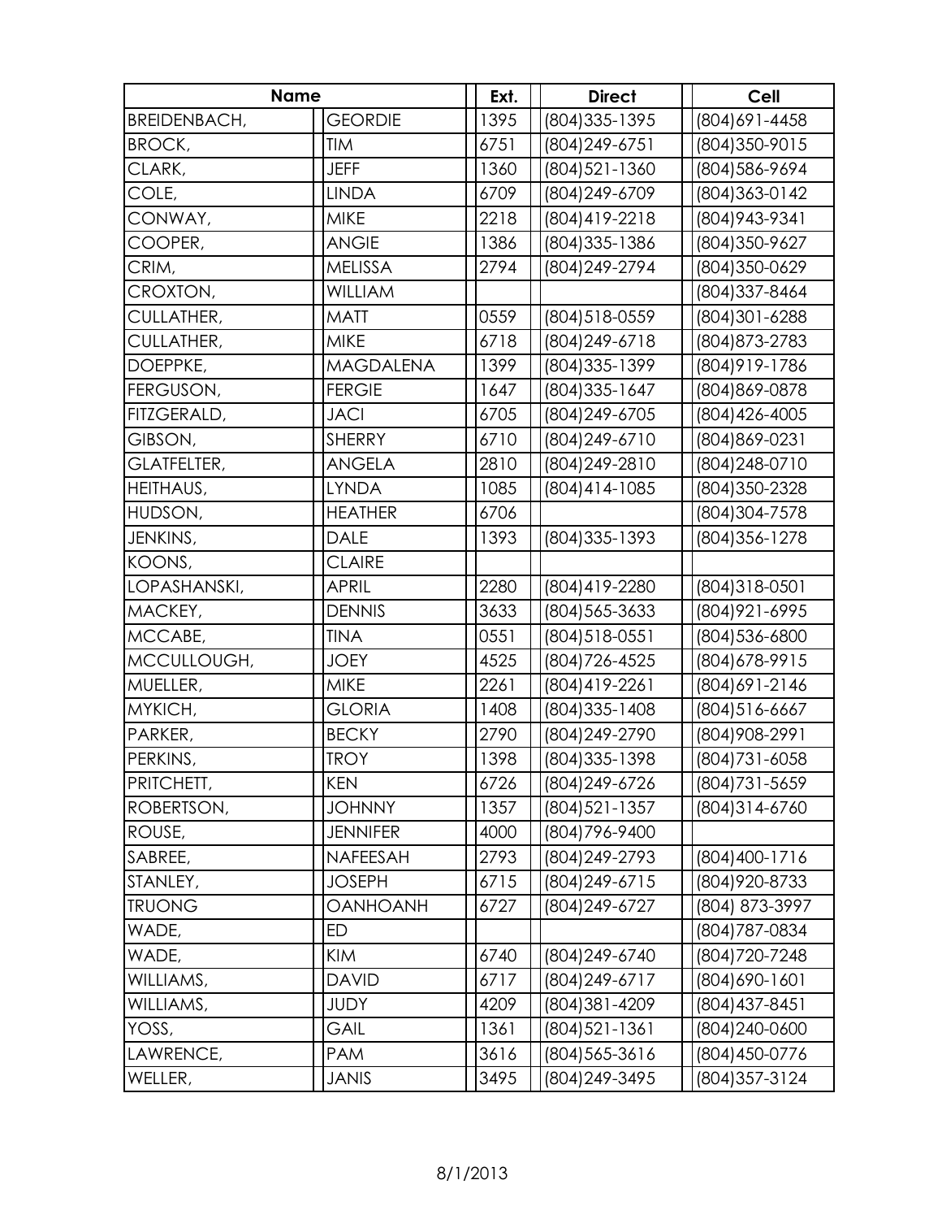| Name | | Ext. | Direct | Cell |
|---|---|---|---|---|
| BREIDENBACH, | GEORDIE | 1395 | (804)335-1395 | (804)691-4458 |
| BROCK, | TIM | 6751 | (804)249-6751 | (804)350-9015 |
| CLARK, | JEFF | 1360 | (804)521-1360 | (804)586-9694 |
| COLE, | LINDA | 6709 | (804)249-6709 | (804)363-0142 |
| CONWAY, | MIKE | 2218 | (804)419-2218 | (804)943-9341 |
| COOPER, | ANGIE | 1386 | (804)335-1386 | (804)350-9627 |
| CRIM, | MELISSA | 2794 | (804)249-2794 | (804)350-0629 |
| CROXTON, | WILLIAM | | | (804)337-8464 |
| CULLATHER, | MATT | 0559 | (804)518-0559 | (804)301-6288 |
| CULLATHER, | MIKE | 6718 | (804)249-6718 | (804)873-2783 |
| DOEPPKE, | MAGDALENA | 1399 | (804)335-1399 | (804)919-1786 |
| FERGUSON, | FERGIE | 1647 | (804)335-1647 | (804)869-0878 |
| FITZGERALD, | JACI | 6705 | (804)249-6705 | (804)426-4005 |
| GIBSON, | SHERRY | 6710 | (804)249-6710 | (804)869-0231 |
| GLATFELTER, | ANGELA | 2810 | (804)249-2810 | (804)248-0710 |
| HEITHAUS, | LYNDA | 1085 | (804)414-1085 | (804)350-2328 |
| HUDSON, | HEATHER | 6706 | | (804)304-7578 |
| JENKINS, | DALE | 1393 | (804)335-1393 | (804)356-1278 |
| KOONS, | CLAIRE | | | |
| LOPASHANSKI, | APRIL | 2280 | (804)419-2280 | (804)318-0501 |
| MACKEY, | DENNIS | 3633 | (804)565-3633 | (804)921-6995 |
| MCCABE, | TINA | 0551 | (804)518-0551 | (804)536-6800 |
| MCCULLOUGH, | JOEY | 4525 | (804)726-4525 | (804)678-9915 |
| MUELLER, | MIKE | 2261 | (804)419-2261 | (804)691-2146 |
| MYKICH, | GLORIA | 1408 | (804)335-1408 | (804)516-6667 |
| PARKER, | BECKY | 2790 | (804)249-2790 | (804)908-2991 |
| PERKINS, | TROY | 1398 | (804)335-1398 | (804)731-6058 |
| PRITCHETT, | KEN | 6726 | (804)249-6726 | (804)731-5659 |
| ROBERTSON, | JOHNNY | 1357 | (804)521-1357 | (804)314-6760 |
| ROUSE, | JENNIFER | 4000 | (804)796-9400 | |
| SABREE, | NAFEESAH | 2793 | (804)249-2793 | (804)400-1716 |
| STANLEY, | JOSEPH | 6715 | (804)249-6715 | (804)920-8733 |
| TRUONG | OANHOANH | 6727 | (804)249-6727 | (804) 873-3997 |
| WADE, | ED | | | (804)787-0834 |
| WADE, | KIM | 6740 | (804)249-6740 | (804)720-7248 |
| WILLIAMS, | DAVID | 6717 | (804)249-6717 | (804)690-1601 |
| WILLIAMS, | JUDY | 4209 | (804)381-4209 | (804)437-8451 |
| YOSS, | GAIL | 1361 | (804)521-1361 | (804)240-0600 |
| LAWRENCE, | PAM | 3616 | (804)565-3616 | (804)450-0776 |
| WELLER, | JANIS | 3495 | (804)249-3495 | (804)357-3124 |

8/1/2013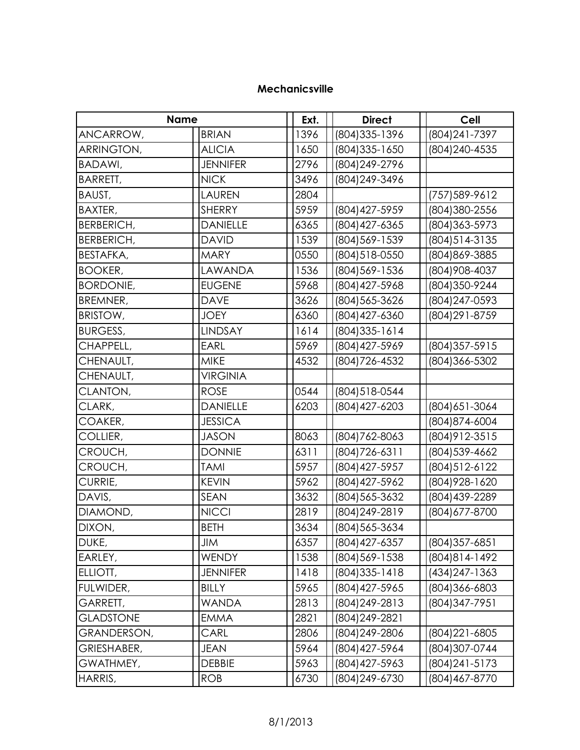# Mechanicsville

| Name | | Ext. | Direct | Cell |
|---|---|---|---|---|
| ANCARROW, | BRIAN | 1396 | (804)335-1396 | (804)241-7397 |
| ARRINGTON, | ALICIA | 1650 | (804)335-1650 | (804)240-4535 |
| BADAWI, | JENNIFER | 2796 | (804)249-2796 | |
| BARRETT, | NICK | 3496 | (804)249-3496 | |
| BAUST, | LAUREN | 2804 | | (757)589-9612 |
| BAXTER, | SHERRY | 5959 | (804)427-5959 | (804)380-2556 |
| BERBERICH, | DANIELLE | 6365 | (804)427-6365 | (804)363-5973 |
| BERBERICH, | DAVID | 1539 | (804)569-1539 | (804)514-3135 |
| BESTAFKA, | MARY | 0550 | (804)518-0550 | (804)869-3885 |
| BOOKER, | LAWANDA | 1536 | (804)569-1536 | (804)908-4037 |
| BORDONIE, | EUGENE | 5968 | (804)427-5968 | (804)350-9244 |
| BREMNER, | DAVE | 3626 | (804)565-3626 | (804)247-0593 |
| BRISTOW, | JOEY | 6360 | (804)427-6360 | (804)291-8759 |
| BURGESS, | LINDSAY | 1614 | (804)335-1614 | |
| CHAPPELL, | EARL | 5969 | (804)427-5969 | (804)357-5915 |
| CHENAULT, | MIKE | 4532 | (804)726-4532 | (804)366-5302 |
| CHENAULT, | VIRGINIA | | | |
| CLANTON, | ROSE | 0544 | (804)518-0544 | |
| CLARK, | DANIELLE | 6203 | (804)427-6203 | (804)651-3064 |
| COAKER, | JESSICA | | | (804)874-6004 |
| COLLIER, | JASON | 8063 | (804)762-8063 | (804)912-3515 |
| CROUCH, | DONNIE | 6311 | (804)726-6311 | (804)539-4662 |
| CROUCH, | TAMI | 5957 | (804)427-5957 | (804)512-6122 |
| CURRIE, | KEVIN | 5962 | (804)427-5962 | (804)928-1620 |
| DAVIS, | SEAN | 3632 | (804)565-3632 | (804)439-2289 |
| DIAMOND, | NICCI | 2819 | (804)249-2819 | (804)677-8700 |
| DIXON, | BETH | 3634 | (804)565-3634 | |
| DUKE, | JIM | 6357 | (804)427-6357 | (804)357-6851 |
| EARLEY, | WENDY | 1538 | (804)569-1538 | (804)814-1492 |
| ELLIOTT, | JENNIFER | 1418 | (804)335-1418 | (434)247-1363 |
| FULWIDER, | BILLY | 5965 | (804)427-5965 | (804)366-6803 |
| GARRETT, | WANDA | 2813 | (804)249-2813 | (804)347-7951 |
| GLADSTONE | EMMA | 2821 | (804)249-2821 | |
| GRANDERSON, | CARL | 2806 | (804)249-2806 | (804)221-6805 |
| GRIESHABER, | JEAN | 5964 | (804)427-5964 | (804)307-0744 |
| GWATHMEY, | DEBBIE | 5963 | (804)427-5963 | (804)241-5173 |
| HARRIS, | ROB | 6730 | (804)249-6730 | (804)467-8770 |

8/1/2013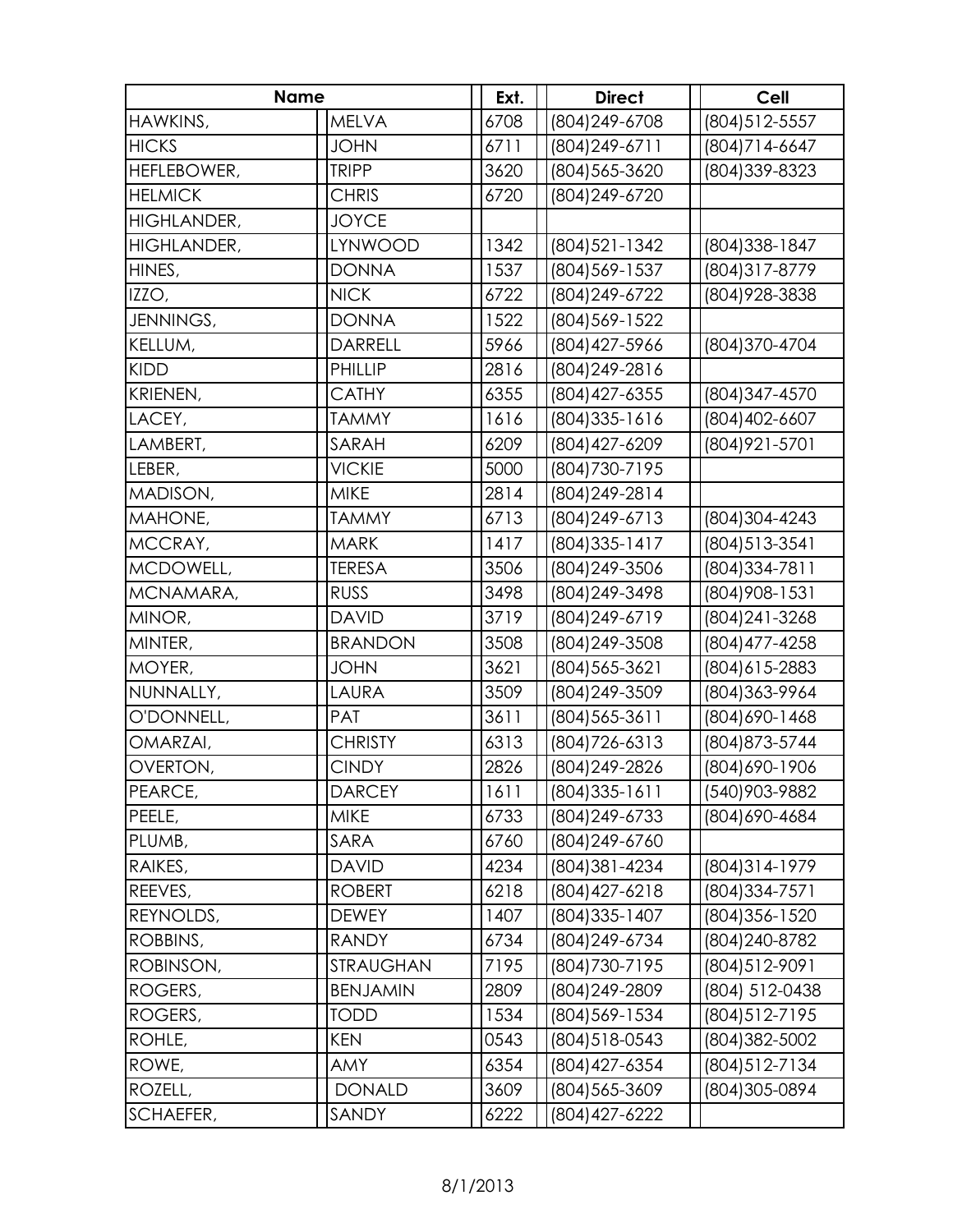| Name | | Ext. | Direct | Cell |
|---|---|---|---|---|
| HAWKINS, | MELVA | 6708 | (804)249-6708 | (804)512-5557 |
| HICKS | JOHN | 6711 | (804)249-6711 | (804)714-6647 |
| HEFLEBOWER, | TRIPP | 3620 | (804)565-3620 | (804)339-8323 |
| HELMICK | CHRIS | 6720 | (804)249-6720 | |
| HIGHLANDER, | JOYCE | | | |
| HIGHLANDER, | LYNWOOD | 1342 | (804)521-1342 | (804)338-1847 |
| HINES, | DONNA | 1537 | (804)569-1537 | (804)317-8779 |
| IZZO, | NICK | 6722 | (804)249-6722 | (804)928-3838 |
| JENNINGS, | DONNA | 1522 | (804)569-1522 | |
| KELLUM, | DARRELL | 5966 | (804)427-5966 | (804)370-4704 |
| KIDD | PHILLIP | 2816 | (804)249-2816 | |
| KRIENEN, | CATHY | 6355 | (804)427-6355 | (804)347-4570 |
| LACEY, | TAMMY | 1616 | (804)335-1616 | (804)402-6607 |
| LAMBERT, | SARAH | 6209 | (804)427-6209 | (804)921-5701 |
| LEBER, | VICKIE | 5000 | (804)730-7195 | |
| MADISON, | MIKE | 2814 | (804)249-2814 | |
| MAHONE, | TAMMY | 6713 | (804)249-6713 | (804)304-4243 |
| MCCRAY, | MARK | 1417 | (804)335-1417 | (804)513-3541 |
| MCDOWELL, | TERESA | 3506 | (804)249-3506 | (804)334-7811 |
| MCNAMARA, | RUSS | 3498 | (804)249-3498 | (804)908-1531 |
| MINOR, | DAVID | 3719 | (804)249-6719 | (804)241-3268 |
| MINTER, | BRANDON | 3508 | (804)249-3508 | (804)477-4258 |
| MOYER, | JOHN | 3621 | (804)565-3621 | (804)615-2883 |
| NUNNALLY, | LAURA | 3509 | (804)249-3509 | (804)363-9964 |
| O'DONNELL, | PAT | 3611 | (804)565-3611 | (804)690-1468 |
| OMARZAI, | CHRISTY | 6313 | (804)726-6313 | (804)873-5744 |
| OVERTON, | CINDY | 2826 | (804)249-2826 | (804)690-1906 |
| PEARCE, | DARCEY | 1611 | (804)335-1611 | (540)903-9882 |
| PEELE, | MIKE | 6733 | (804)249-6733 | (804)690-4684 |
| PLUMB, | SARA | 6760 | (804)249-6760 | |
| RAIKES, | DAVID | 4234 | (804)381-4234 | (804)314-1979 |
| REEVES, | ROBERT | 6218 | (804)427-6218 | (804)334-7571 |
| REYNOLDS, | DEWEY | 1407 | (804)335-1407 | (804)356-1520 |
| ROBBINS, | RANDY | 6734 | (804)249-6734 | (804)240-8782 |
| ROBINSON, | STRAUGHAN | 7195 | (804)730-7195 | (804)512-9091 |
| ROGERS, | BENJAMIN | 2809 | (804)249-2809 | (804) 512-0438 |
| ROGERS, | TODD | 1534 | (804)569-1534 | (804)512-7195 |
| ROHLE, | KEN | 0543 | (804)518-0543 | (804)382-5002 |
| ROWE, | AMY | 6354 | (804)427-6354 | (804)512-7134 |
| ROZELL, | DONALD | 3609 | (804)565-3609 | (804)305-0894 |
| SCHAEFER, | SANDY | 6222 | (804)427-6222 | |

8/1/2013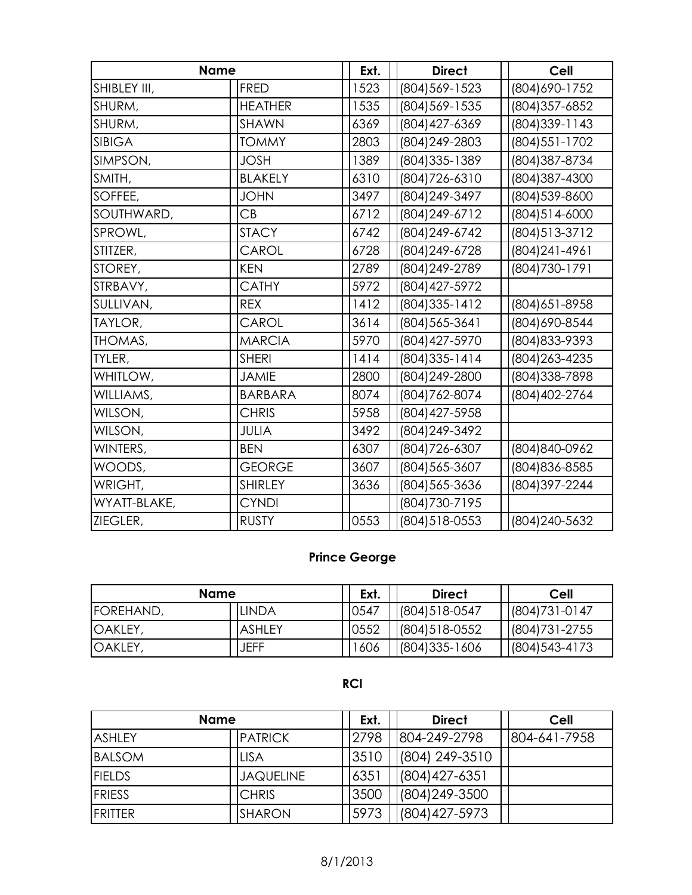| Name | | Ext. | Direct | Cell |
|---|---|---|---|---|
| SHIBLEY III, | FRED | 1523 | (804)569-1523 | (804)690-1752 |
| SHURM, | HEATHER | 1535 | (804)569-1535 | (804)357-6852 |
| SHURM, | SHAWN | 6369 | (804)427-6369 | (804)339-1143 |
| SIBIGA | TOMMY | 2803 | (804)249-2803 | (804)551-1702 |
| SIMPSON, | JOSH | 1389 | (804)335-1389 | (804)387-8734 |
| SMITH, | BLAKELY | 6310 | (804)726-6310 | (804)387-4300 |
| SOFFEE, | JOHN | 3497 | (804)249-3497 | (804)539-8600 |
| SOUTHWARD, | CB | 6712 | (804)249-6712 | (804)514-6000 |
| SPROWL, | STACY | 6742 | (804)249-6742 | (804)513-3712 |
| STITZER, | CAROL | 6728 | (804)249-6728 | (804)241-4961 |
| STOREY, | KEN | 2789 | (804)249-2789 | (804)730-1791 |
| STRBAVY, | CATHY | 5972 | (804)427-5972 | |
| SULLIVAN, | REX | 1412 | (804)335-1412 | (804)651-8958 |
| TAYLOR, | CAROL | 3614 | (804)565-3641 | (804)690-8544 |
| THOMAS, | MARCIA | 5970 | (804)427-5970 | (804)833-9393 |
| TYLER, | SHERI | 1414 | (804)335-1414 | (804)263-4235 |
| WHITLOW, | JAMIE | 2800 | (804)249-2800 | (804)338-7898 |
| WILLIAMS, | BARBARA | 8074 | (804)762-8074 | (804)402-2764 |
| WILSON, | CHRIS | 5958 | (804)427-5958 | |
| WILSON, | JULIA | 3492 | (804)249-3492 | |
| WINTERS, | BEN | 6307 | (804)726-6307 | (804)840-0962 |
| WOODS, | GEORGE | 3607 | (804)565-3607 | (804)836-8585 |
| WRIGHT, | SHIRLEY | 3636 | (804)565-3636 | (804)397-2244 |
| WYATT-BLAKE, | CYNDI | | (804)730-7195 | |
| ZIEGLER, | RUSTY | 0553 | (804)518-0553 | (804)240-5632 |

## Prince George

| Name | | Ext. | Direct | Cell |
|---|---|---|---|---|
| FOREHAND, | LINDA | 0547 | (804)518-0547 | (804)731-0147 |
| OAKLEY, | ASHLEY | 0552 | (804)518-0552 | (804)731-2755 |
| OAKLEY, | JEFF | 1606 | (804)335-1606 | (804)543-4173 |

## RCI

| Name | | Ext. | Direct | Cell |
|---|---|---|---|---|
| ASHLEY | PATRICK | 2798 | 804-249-2798 | 804-641-7958 |
| BALSOM | LISA | 3510 | (804) 249-3510 | |
| FIELDS | JAQUELINE | 6351 | (804)427-6351 | |
| FRIESS | CHRIS | 3500 | (804)249-3500 | |
| FRITTER | SHARON | 5973 | (804)427-5973 | |

8/1/2013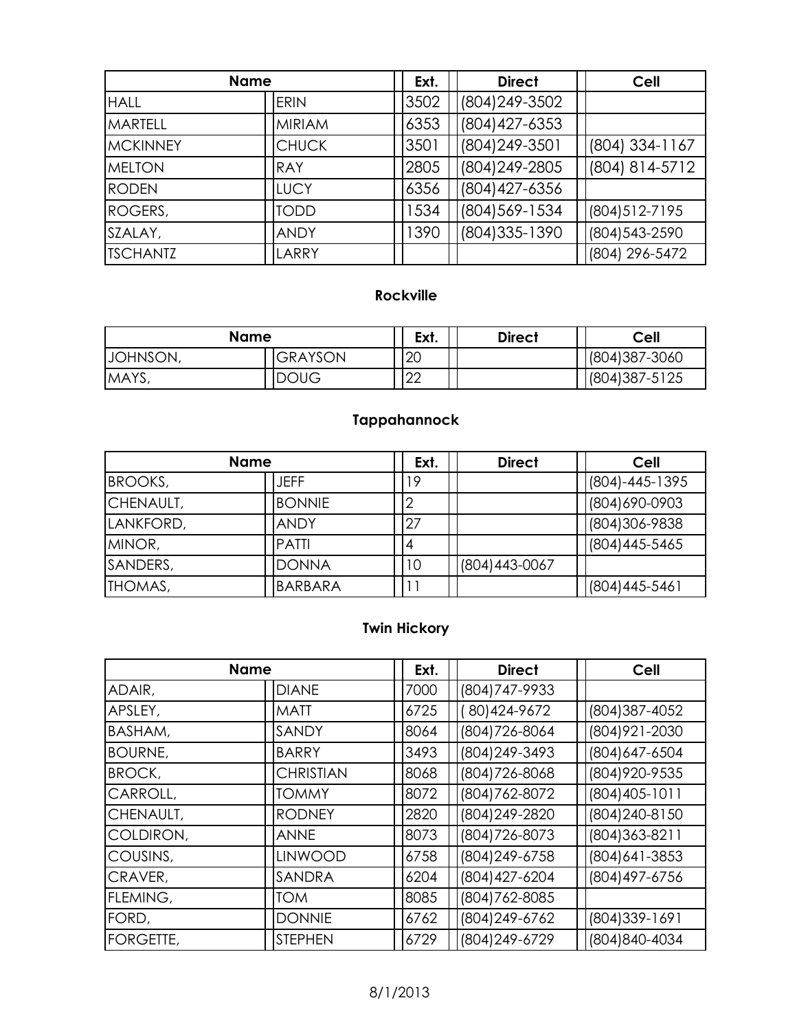| Name | | Ext. | Direct | Cell |
| --- | --- | --- | --- | --- |
| HALL | ERIN | 3502 | (804)249-3502 | |
| MARTELL | MIRIAM | 6353 | (804)427-6353 | |
| MCKINNEY | CHUCK | 3501 | (804)249-3501 | (804) 334-1167 |
| MELTON | RAY | 2805 | (804)249-2805 | (804) 814-5712 |
| RODEN | LUCY | 6356 | (804)427-6356 | |
| ROGERS, | TODD | 1534 | (804)569-1534 | (804)512-7195 |
| SZALAY, | ANDY | 1390 | (804)335-1390 | (804)543-2590 |
| TSCHANTZ | LARRY | | | (804) 296-5472 |

### Rockville

| Name | | Ext. | Direct | Cell |
| --- | --- | --- | --- | --- |
| JOHNSON, | GRAYSON | 20 | | (804)387-3060 |
| MAYS, | DOUG | 22 | | (804)387-5125 |

### Tappahannock

| Name | | Ext. | Direct | Cell |
| --- | --- | --- | --- | --- |
| BROOKS, | JEFF | 19 | | (804)-445-1395 |
| CHENAULT, | BONNIE | 2 | | (804)690-0903 |
| LANKFORD, | ANDY | 27 | | (804)306-9838 |
| MINOR, | PATTI | 4 | | (804)445-5465 |
| SANDERS, | DONNA | 10 | (804)443-0067 | |
| THOMAS, | BARBARA | 11 | | (804)445-5461 |

### Twin Hickory

| Name | | Ext. | Direct | Cell |
| --- | --- | --- | --- | --- |
| ADAIR, | DIANE | 7000 | (804)747-9933 | |
| APSLEY, | MATT | 6725 | ( 80)424-9672 | (804)387-4052 |
| BASHAM, | SANDY | 8064 | (804)726-8064 | (804)921-2030 |
| BOURNE, | BARRY | 3493 | (804)249-3493 | (804)647-6504 |
| BROCK, | CHRISTIAN | 8068 | (804)726-8068 | (804)920-9535 |
| CARROLL, | TOMMY | 8072 | (804)762-8072 | (804)405-1011 |
| CHENAULT, | RODNEY | 2820 | (804)249-2820 | (804)240-8150 |
| COLDIRON, | ANNE | 8073 | (804)726-8073 | (804)363-8211 |
| COUSINS, | LINWOOD | 6758 | (804)249-6758 | (804)641-3853 |
| CRAVER, | SANDRA | 6204 | (804)427-6204 | (804)497-6756 |
| FLEMING, | TOM | 8085 | (804)762-8085 | |
| FORD, | DONNIE | 6762 | (804)249-6762 | (804)339-1691 |
| FORGETTE, | STEPHEN | 6729 | (804)249-6729 | (804)840-4034 |

8/1/2013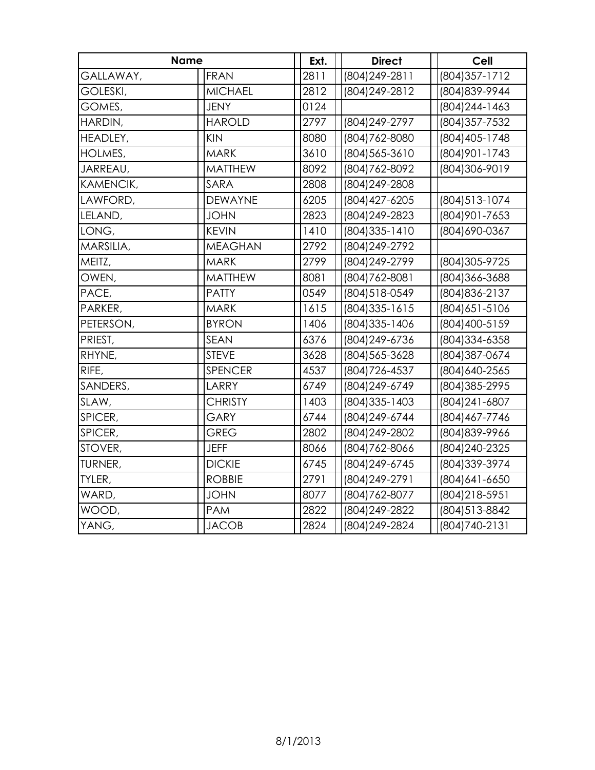| Name | | Ext. | Direct | Cell |
|---|---|---|---|---|
| GALLAWAY, | FRAN | 2811 | (804)249-2811 | (804)357-1712 |
| GOLESKI, | MICHAEL | 2812 | (804)249-2812 | (804)839-9944 |
| GOMES, | JENY | 0124 | | (804)244-1463 |
| HARDIN, | HAROLD | 2797 | (804)249-2797 | (804)357-7532 |
| HEADLEY, | KIN | 8080 | (804)762-8080 | (804)405-1748 |
| HOLMES, | MARK | 3610 | (804)565-3610 | (804)901-1743 |
| JARREAU, | MATTHEW | 8092 | (804)762-8092 | (804)306-9019 |
| KAMENCIK, | SARA | 2808 | (804)249-2808 | |
| LAWFORD, | DEWAYNE | 6205 | (804)427-6205 | (804)513-1074 |
| LELAND, | JOHN | 2823 | (804)249-2823 | (804)901-7653 |
| LONG, | KEVIN | 1410 | (804)335-1410 | (804)690-0367 |
| MARSILIA, | MEAGHAN | 2792 | (804)249-2792 | |
| MEITZ, | MARK | 2799 | (804)249-2799 | (804)305-9725 |
| OWEN, | MATTHEW | 8081 | (804)762-8081 | (804)366-3688 |
| PACE, | PATTY | 0549 | (804)518-0549 | (804)836-2137 |
| PARKER, | MARK | 1615 | (804)335-1615 | (804)651-5106 |
| PETERSON, | BYRON | 1406 | (804)335-1406 | (804)400-5159 |
| PRIEST, | SEAN | 6376 | (804)249-6736 | (804)334-6358 |
| RHYNE, | STEVE | 3628 | (804)565-3628 | (804)387-0674 |
| RIFE, | SPENCER | 4537 | (804)726-4537 | (804)640-2565 |
| SANDERS, | LARRY | 6749 | (804)249-6749 | (804)385-2995 |
| SLAW, | CHRISTY | 1403 | (804)335-1403 | (804)241-6807 |
| SPICER, | GARY | 6744 | (804)249-6744 | (804)467-7746 |
| SPICER, | GREG | 2802 | (804)249-2802 | (804)839-9966 |
| STOVER, | JEFF | 8066 | (804)762-8066 | (804)240-2325 |
| TURNER, | DICKIE | 6745 | (804)249-6745 | (804)339-3974 |
| TYLER, | ROBBIE | 2791 | (804)249-2791 | (804)641-6650 |
| WARD, | JOHN | 8077 | (804)762-8077 | (804)218-5951 |
| WOOD, | PAM | 2822 | (804)249-2822 | (804)513-8842 |
| YANG, | JACOB | 2824 | (804)249-2824 | (804)740-2131 |